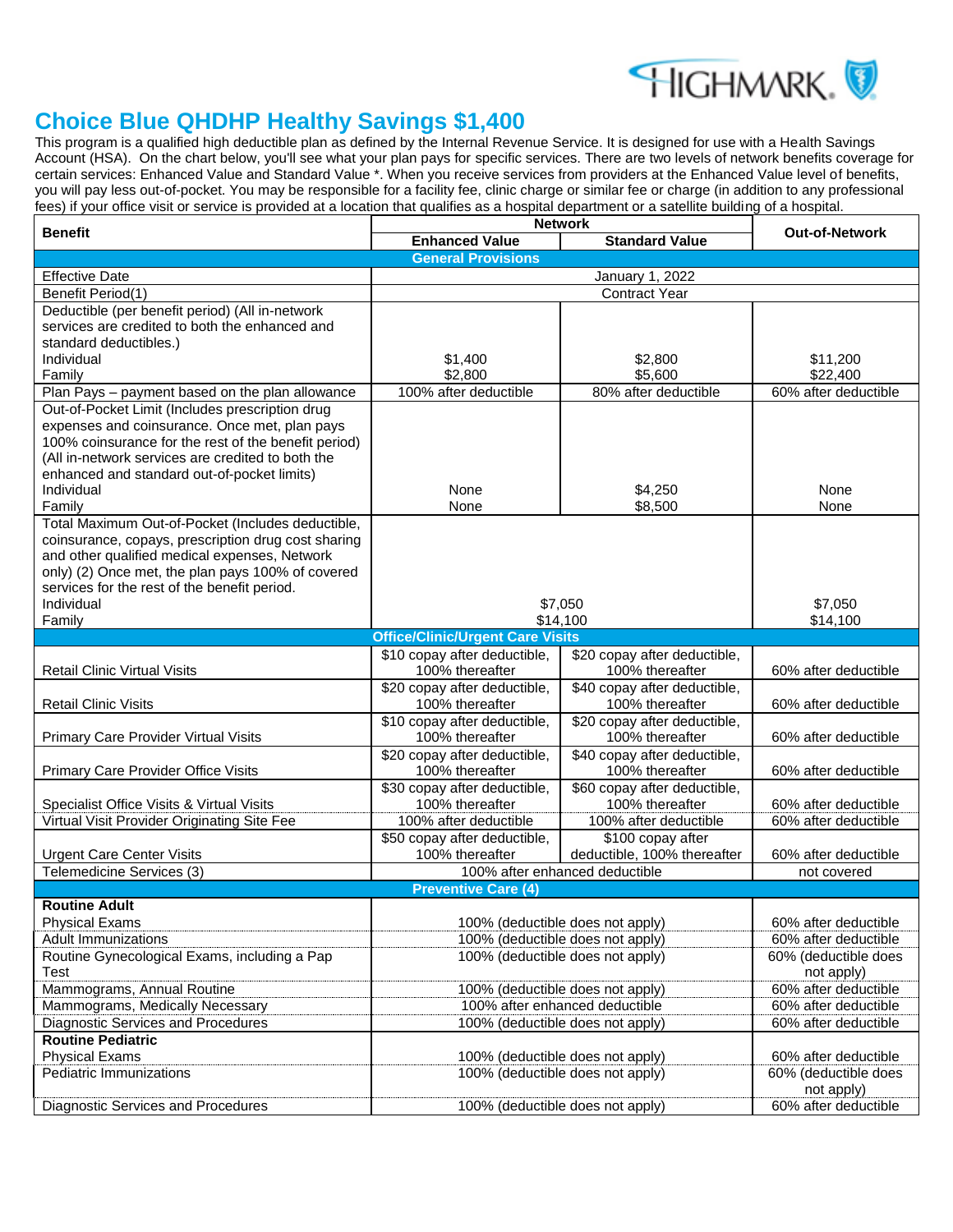# Choice Blue QHDHP Healthy Savings $1,400

This program is a qualified high deductible plan as defined by the Internal Revenue Service. It is designed for use with a Health Savings Account (HSA). On the chart below, you'll see what your plan pays for specific services. There are two levels of network benefits coverage for certain services: Enhanced Value and Standard Value *. When you receive services from providers at the Enhanced Value level of benefits, you will pay less out-of-pocket. You may be responsible for a facility fee, clinic charge or similar fee or charge (in addition to any professional fees) if your office visit or service is provided at a location that qualifies as a hospital department or a satellite building of a hospital.

| Benefit | Network | | Out-of-Network |
|---|---|---|---|
| | Enhanced Value | Standard Value | |
| **General Provisions** | | | |
| Effective Date | January 1, 2022 | | |
| Benefit Period(1) | Contract Year | | |
| Deductible (per benefit period) (All in-network services are credited to both the enhanced and standard deductibles.) Individual / Family | $1,400 / $2,800 | $2,800 / $5,600 | $11,200 / $22,400 |
| Plan Pays – payment based on the plan allowance | 100% after deductible | 80% after deductible | 60% after deductible |
| Out-of-Pocket Limit (Includes prescription drug expenses and coinsurance. Once met, plan pays 100% coinsurance for the rest of the benefit period) (All in-network services are credited to both the enhanced and standard out-of-pocket limits) Individual / Family | None / None | $4,250 / $8,500 | None / None |
| Total Maximum Out-of-Pocket (Includes deductible, coinsurance, copays, prescription drug cost sharing and other qualified medical expenses, Network only) (2) Once met, the plan pays 100% of covered services for the rest of the benefit period. Individual / Family | $7,050 / $14,100 | | $7,050 / $14,100 |
| **Office/Clinic/Urgent Care Visits** | | | |
| Retail Clinic Virtual Visits | $10 copay after deductible, 100% thereafter | $20 copay after deductible, 100% thereafter | 60% after deductible |
| Retail Clinic Visits | $20 copay after deductible, 100% thereafter | $40 copay after deductible, 100% thereafter | 60% after deductible |
| Primary Care Provider Virtual Visits | $10 copay after deductible, 100% thereafter | $20 copay after deductible, 100% thereafter | 60% after deductible |
| Primary Care Provider Office Visits | $20 copay after deductible, 100% thereafter | $40 copay after deductible, 100% thereafter | 60% after deductible |
| Specialist Office Visits & Virtual Visits | $30 copay after deductible, 100% thereafter | $60 copay after deductible, 100% thereafter | 60% after deductible |
| Virtual Visit Provider Originating Site Fee | 100% after deductible | 100% after deductible | 60% after deductible |
| Urgent Care Center Visits | $50 copay after deductible, 100% thereafter | $100 copay after deductible, 100% thereafter | 60% after deductible |
| Telemedicine Services (3) | 100% after enhanced deductible | | not covered |
| **Preventive Care (4)** | | | |
| **Routine Adult** | | | |
| Physical Exams | 100% (deductible does not apply) | | 60% after deductible |
| Adult Immunizations | 100% (deductible does not apply) | | 60% after deductible |
| Routine Gynecological Exams, including a Pap Test | 100% (deductible does not apply) | | 60% (deductible does not apply) |
| Mammograms, Annual Routine | 100% (deductible does not apply) | | 60% after deductible |
| Mammograms, Medically Necessary | 100% after enhanced deductible | | 60% after deductible |
| Diagnostic Services and Procedures | 100% (deductible does not apply) | | 60% after deductible |
| **Routine Pediatric** | | | |
| Physical Exams | 100% (deductible does not apply) | | 60% after deductible |
| Pediatric Immunizations | 100% (deductible does not apply) | | 60% (deductible does not apply) |
| Diagnostic Services and Procedures | 100% (deductible does not apply) | | 60% after deductible |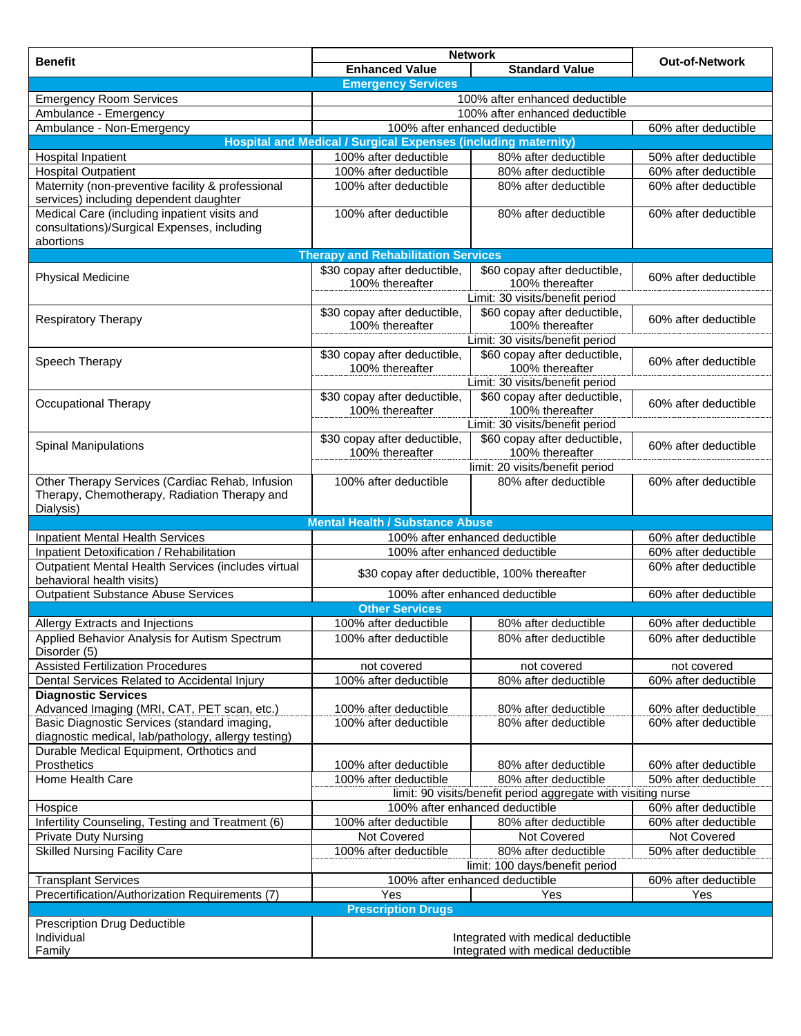| Benefit | Network | | Out-of-Network |
|---|---|---|---|
| | Enhanced Value | Standard Value | |
| **Emergency Services** | | | |
| Emergency Room Services | 100% after enhanced deductible | | |
| Ambulance - Emergency | 100% after enhanced deductible | | |
| Ambulance - Non-Emergency | 100% after enhanced deductible | | 60% after deductible |
| **Hospital and Medical / Surgical Expenses (including maternity)** | | | |
| Hospital Inpatient | 100% after deductible | 80% after deductible | 50% after deductible |
| Hospital Outpatient | 100% after deductible | 80% after deductible | 60% after deductible |
| Maternity (non-preventive facility & professional services) including dependent daughter | 100% after deductible | 80% after deductible | 60% after deductible |
| Medical Care (including inpatient visits and consultations)/Surgical Expenses, including abortions | 100% after deductible | 80% after deductible | 60% after deductible |
| **Therapy and Rehabilitation Services** | | | |
| Physical Medicine | $30 copay after deductible, 100% thereafter | $60 copay after deductible, 100% thereafter | 60% after deductible |
| | Limit: 30 visits/benefit period | | |
| Respiratory Therapy | $30 copay after deductible, 100% thereafter | $60 copay after deductible, 100% thereafter | 60% after deductible |
| | Limit: 30 visits/benefit period | | |
| Speech Therapy | $30 copay after deductible, 100% thereafter | $60 copay after deductible, 100% thereafter | 60% after deductible |
| | Limit: 30 visits/benefit period | | |
| Occupational Therapy | $30 copay after deductible, 100% thereafter | $60 copay after deductible, 100% thereafter | 60% after deductible |
| | Limit: 30 visits/benefit period | | |
| Spinal Manipulations | $30 copay after deductible, 100% thereafter | $60 copay after deductible, 100% thereafter | 60% after deductible |
| | limit: 20 visits/benefit period | | |
| Other Therapy Services (Cardiac Rehab, Infusion Therapy, Chemotherapy, Radiation Therapy and Dialysis) | 100% after deductible | 80% after deductible | 60% after deductible |
| **Mental Health / Substance Abuse** | | | |
| Inpatient Mental Health Services | 100% after enhanced deductible | | 60% after deductible |
| Inpatient Detoxification / Rehabilitation | 100% after enhanced deductible | | 60% after deductible |
| Outpatient Mental Health Services (includes virtual behavioral health visits) | $30 copay after deductible, 100% thereafter | | 60% after deductible |
| Outpatient Substance Abuse Services | 100% after enhanced deductible | | 60% after deductible |
| **Other Services** | | | |
| Allergy Extracts and Injections | 100% after deductible | 80% after deductible | 60% after deductible |
| Applied Behavior Analysis for Autism Spectrum Disorder (5) | 100% after deductible | 80% after deductible | 60% after deductible |
| Assisted Fertilization Procedures | not covered | not covered | not covered |
| Dental Services Related to Accidental Injury | 100% after deductible | 80% after deductible | 60% after deductible |
| **Diagnostic Services** | | | |
| Advanced Imaging (MRI, CAT, PET scan, etc.) | 100% after deductible | 80% after deductible | 60% after deductible |
| Basic Diagnostic Services (standard imaging, diagnostic medical, lab/pathology, allergy testing) | 100% after deductible | 80% after deductible | 60% after deductible |
| Durable Medical Equipment, Orthotics and Prosthetics | 100% after deductible | 80% after deductible | 60% after deductible |
| Home Health Care | 100% after deductible | 80% after deductible | 50% after deductible |
| | limit: 90 visits/benefit period aggregate with visiting nurse | | |
| Hospice | 100% after enhanced deductible | | 60% after deductible |
| Infertility Counseling, Testing and Treatment (6) | 100% after deductible | 80% after deductible | 60% after deductible |
| Private Duty Nursing | Not Covered | Not Covered | Not Covered |
| Skilled Nursing Facility Care | 100% after deductible | 80% after deductible | 50% after deductible |
| | limit: 100 days/benefit period | | |
| Transplant Services | 100% after enhanced deductible | | 60% after deductible |
| Precertification/Authorization Requirements (7) | Yes | Yes | Yes |
| **Prescription Drugs** | | | |
| Prescription Drug Deductible | | | |
| Individual | Integrated with medical deductible | | |
| Family | Integrated with medical deductible | | |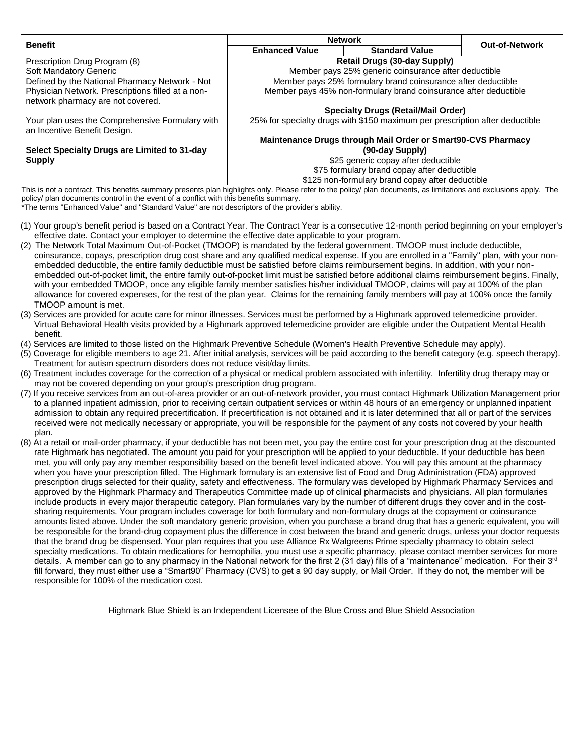| Benefit | Network | | Out-of-Network |
|---|---|---|---|
| | Enhanced Value | Standard Value | |
| Prescription Drug Program (8)<br>Soft Mandatory Generic<br>Defined by the National Pharmacy Network - Not Physician Network. Prescriptions filled at a non-network pharmacy are not covered.<br><br>Your plan uses the Comprehensive Formulary with an Incentive Benefit Design.<br><br>**Select Specialty Drugs are Limited to 31-day Supply** | **Retail Drugs (30-day Supply)**<br>Member pays 25% generic coinsurance after deductible<br>Member pays 25% formulary brand coinsurance after deductible<br>Member pays 45% non-formulary brand coinsurance after deductible<br><br>**Specialty Drugs (Retail/Mail Order)**<br>25% for specialty drugs with $150 maximum per prescription after deductible<br><br>**Maintenance Drugs through Mail Order or Smart90-CVS Pharmacy (90-day Supply)**<br>$25 generic copay after deductible<br>$75 formulary brand copay after deductible<br>$125 non-formulary brand copay after deductible | | |

This is not a contract. This benefits summary presents plan highlights only. Please refer to the policy/ plan documents, as limitations and exclusions apply. The policy/ plan documents control in the event of a conflict with this benefits summary.

*The terms "Enhanced Value" and "Standard Value" are not descriptors of the provider's ability.

(1) Your group's benefit period is based on a Contract Year. The Contract Year is a consecutive 12-month period beginning on your employer's effective date. Contact your employer to determine the effective date applicable to your program.

(2) The Network Total Maximum Out-of-Pocket (TMOOP) is mandated by the federal government. TMOOP must include deductible, coinsurance, copays, prescription drug cost share and any qualified medical expense. If you are enrolled in a "Family" plan, with your non-embedded deductible, the entire family deductible must be satisfied before claims reimbursement begins. In addition, with your non-embedded out-of-pocket limit, the entire family out-of-pocket limit must be satisfied before additional claims reimbursement begins. Finally, with your embedded TMOOP, once any eligible family member satisfies his/her individual TMOOP, claims will pay at 100% of the plan allowance for covered expenses, for the rest of the plan year. Claims for the remaining family members will pay at 100% once the family TMOOP amount is met.

(3) Services are provided for acute care for minor illnesses. Services must be performed by a Highmark approved telemedicine provider. Virtual Behavioral Health visits provided by a Highmark approved telemedicine provider are eligible under the Outpatient Mental Health benefit.

(4) Services are limited to those listed on the Highmark Preventive Schedule (Women's Health Preventive Schedule may apply).

(5) Coverage for eligible members to age 21. After initial analysis, services will be paid according to the benefit category (e.g. speech therapy). Treatment for autism spectrum disorders does not reduce visit/day limits.

(6) Treatment includes coverage for the correction of a physical or medical problem associated with infertility. Infertility drug therapy may or may not be covered depending on your group's prescription drug program.

(7) If you receive services from an out-of-area provider or an out-of-network provider, you must contact Highmark Utilization Management prior to a planned inpatient admission, prior to receiving certain outpatient services or within 48 hours of an emergency or unplanned inpatient admission to obtain any required precertification. If precertification is not obtained and it is later determined that all or part of the services received were not medically necessary or appropriate, you will be responsible for the payment of any costs not covered by your health plan.

(8) At a retail or mail-order pharmacy, if your deductible has not been met, you pay the entire cost for your prescription drug at the discounted rate Highmark has negotiated. The amount you paid for your prescription will be applied to your deductible. If your deductible has been met, you will only pay any member responsibility based on the benefit level indicated above. You will pay this amount at the pharmacy when you have your prescription filled. The Highmark formulary is an extensive list of Food and Drug Administration (FDA) approved prescription drugs selected for their quality, safety and effectiveness. The formulary was developed by Highmark Pharmacy Services and approved by the Highmark Pharmacy and Therapeutics Committee made up of clinical pharmacists and physicians. All plan formularies include products in every major therapeutic category. Plan formularies vary by the number of different drugs they cover and in the cost-sharing requirements. Your program includes coverage for both formulary and non-formulary drugs at the copayment or coinsurance amounts listed above. Under the soft mandatory generic provision, when you purchase a brand drug that has a generic equivalent, you will be responsible for the brand-drug copayment plus the difference in cost between the brand and generic drugs, unless your doctor requests that the brand drug be dispensed. Your plan requires that you use Alliance Rx Walgreens Prime specialty pharmacy to obtain select specialty medications. To obtain medications for hemophilia, you must use a specific pharmacy, please contact member services for more details. A member can go to any pharmacy in the National network for the first 2 (31 day) fills of a "maintenance" medication. For their 3rd fill forward, they must either use a "Smart90" Pharmacy (CVS) to get a 90 day supply, or Mail Order. If they do not, the member will be responsible for 100% of the medication cost.

Highmark Blue Shield is an Independent Licensee of the Blue Cross and Blue Shield Association